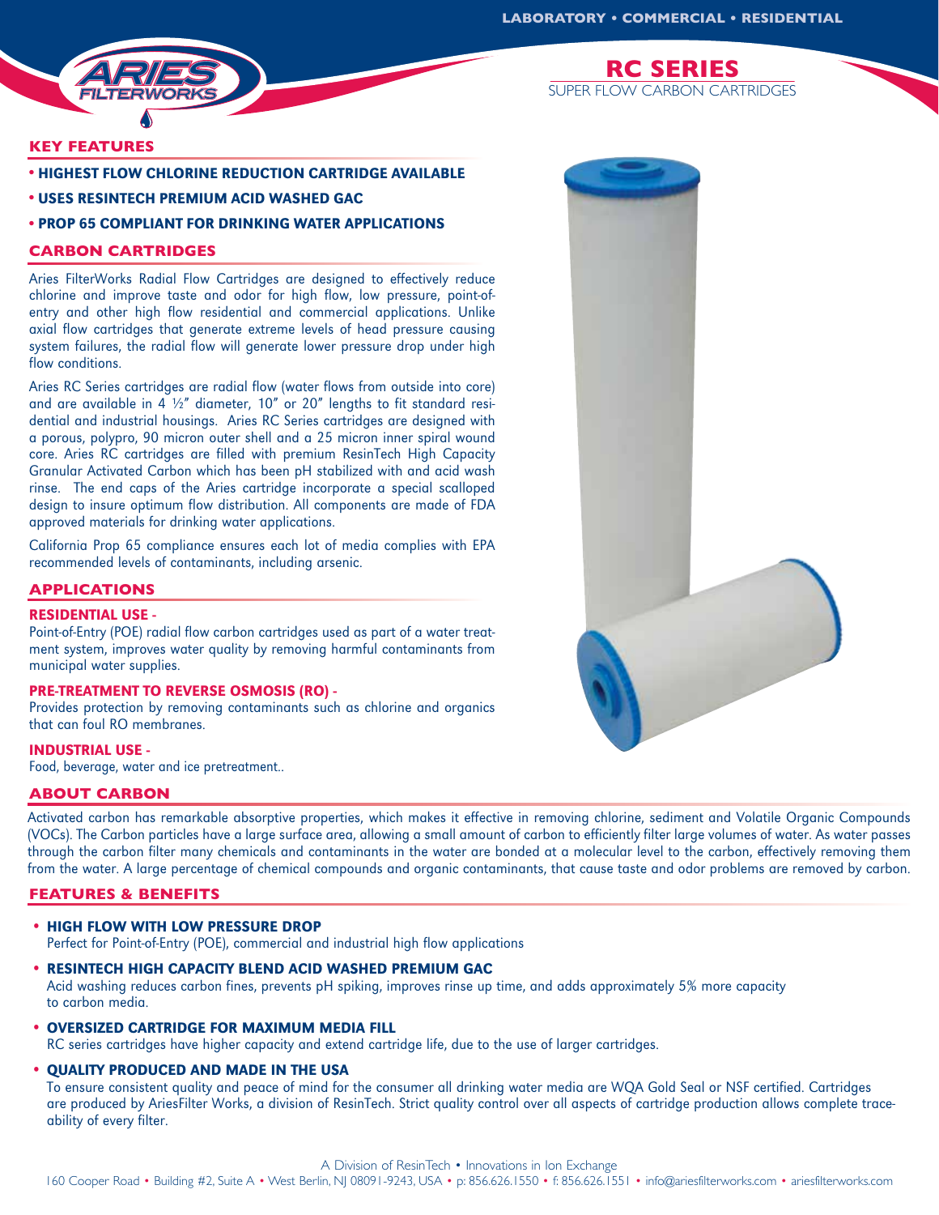LABORATORY • COMMERCIAL • RESIDENTIAL

# RC SERIES

SUPER FLOW CARBON CARTRIDGES

## KEY FEATURES

- **HIGHEST FLOW CHLORINE REDUCTION CARTRIDGE AVAILABLE**
- **USES RESINTECH PREMIUM ACID WASHED GAC**
- **PROP 65 COMPLIANT FOR DRINKING WATER APPLICATIONS**

## CARBON CARTRIDGES

Aries FilterWorks Radial Flow Cartridges are designed to effectively reduce chlorine and improve taste and odor for high flow, low pressure, point-of-entry and other high flow residential and commercial applications. Unlike axial flow cartridges that generate extreme levels of head pressure causing system failures, the radial flow will generate lower pressure drop under high flow conditions.

Aries RC Series cartridges are radial flow (water flows from outside into core) and are available in 4 ½" diameter, 10" or 20" lengths to fit standard residential and industrial housings. Aries RC Series cartridges are designed with a porous, polypro, 90 micron outer shell and a 25 micron inner spiral wound core. Aries RC cartridges are filled with premium ResinTech High Capacity Granular Activated Carbon which has been pH stabilized with and acid wash rinse. The end caps of the Aries cartridge incorporate a special scalloped design to insure optimum flow distribution. All components are made of FDA approved materials for drinking water applications.

California Prop 65 compliance ensures each lot of media complies with EPA recommended levels of contaminants, including arsenic.

## APPLICATIONS

### RESIDENTIAL USE -

Point-of-Entry (POE) radial flow carbon cartridges used as part of a water treatment system, improves water quality by removing harmful contaminants from municipal water supplies.

### PRE-TREATMENT TO REVERSE OSMOSIS (RO) -

Provides protection by removing contaminants such as chlorine and organics that can foul RO membranes.

### INDUSTRIAL USE -

Food, beverage, water and ice pretreatment..

## ABOUT CARBON

Activated carbon has remarkable absorptive properties, which makes it effective in removing chlorine, sediment and Volatile Organic Compounds (VOCs). The Carbon particles have a large surface area, allowing a small amount of carbon to efficiently filter large volumes of water. As water passes through the carbon filter many chemicals and contaminants in the water are bonded at a molecular level to the carbon, effectively removing them from the water. A large percentage of chemical compounds and organic contaminants, that cause taste and odor problems are removed by carbon.

## FEATURES & BENEFITS

- **HIGH FLOW WITH LOW PRESSURE DROP**
  Perfect for Point-of-Entry (POE), commercial and industrial high flow applications
- **RESINTECH HIGH CAPACITY BLEND ACID WASHED PREMIUM GAC**
  Acid washing reduces carbon fines, prevents pH spiking, improves rinse up time, and adds approximately 5% more capacity to carbon media.
- **OVERSIZED CARTRIDGE FOR MAXIMUM MEDIA FILL**
  RC series cartridges have higher capacity and extend cartridge life, due to the use of larger cartridges.
- **QUALITY PRODUCED AND MADE IN THE USA**
  To ensure consistent quality and peace of mind for the consumer all drinking water media are WQA Gold Seal or NSF certified. Cartridges are produced by AriesFilter Works, a division of ResinTech. Strict quality control over all aspects of cartridge production allows complete traceability of every filter.

A Division of ResinTech • Innovations in Ion Exchange

160 Cooper Road • Building #2, Suite A • West Berlin, NJ 08091-9243, USA • p: 856.626.1550 • f: 856.626.1551 • info@ariesfilterworks.com • ariesfilterworks.com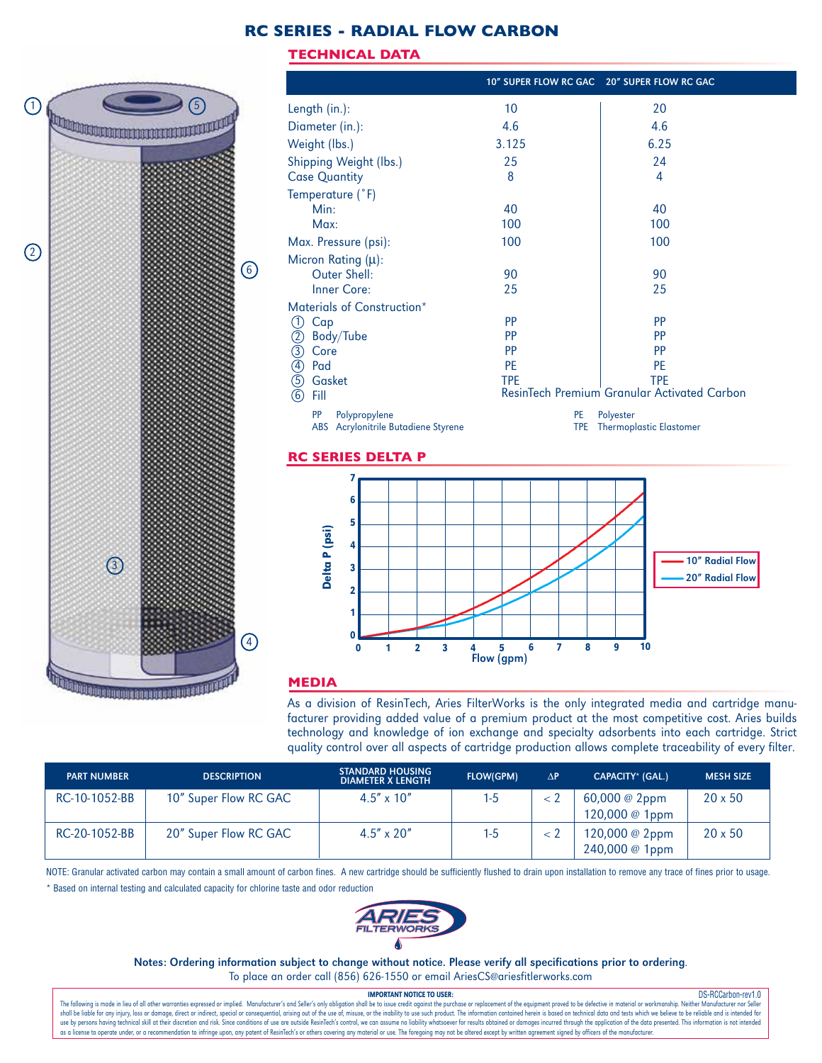# RC SERIES - RADIAL FLOW CARBON

## TECHNICAL DATA

| | 10" SUPER FLOW RC GAC | 20" SUPER FLOW RC GAC |
|---|---|---|
| Length (in.): | 10 | 20 |
| Diameter (in.): | 4.6 | 4.6 |
| Weight (lbs.) | 3.125 | 6.25 |
| Shipping Weight (lbs.) | 25 | 24 |
| Case Quantity | 8 | 4 |
| Temperature (˚F) | | |
| Min: | 40 | 40 |
| Max: | 100 | 100 |
| Max. Pressure (psi): | 100 | 100 |
| Micron Rating (μ): | | |
| Outer Shell: | 90 | 90 |
| Inner Core: | 25 | 25 |
| Materials of Construction* | | |
| ① Cap | PP | PP |
| ② Body/Tube | PP | PP |
| ③ Core | PP | PP |
| ④ Pad | PE | PE |
| ⑤ Gasket | TPE | TPE |
| ⑥ Fill | ResinTech Premium Granular Activated Carbon | |

PP Polypropylene
ABS Acrylonitrile Butadiene Styrene
PE Polyester
TPE Thermoplastic Elastomer

## RC SERIES DELTA P

Delta P (psi)
Flow (gpm)
10" Radial Flow
20" Radial Flow

## MEDIA

As a division of ResinTech, Aries FilterWorks is the only integrated media and cartridge manufacturer providing added value of a premium product at the most competitive cost. Aries builds technology and knowledge of ion exchange and specialty adsorbents into each cartridge. Strict quality control over all aspects of cartridge production allows complete traceability of every filter.

| PART NUMBER | DESCRIPTION | STANDARD HOUSING DIAMETER X LENGTH | FLOW(GPM) | ΔP | CAPACITY* (GAL.) | MESH SIZE |
|---|---|---|---|---|---|---|
| RC-10-1052-BB | 10" Super Flow RC GAC | 4.5" x 10" | 1-5 | < 2 | 60,000 @ 2ppm<br>120,000 @ 1ppm | 20 x 50 |
| RC-20-1052-BB | 20" Super Flow RC GAC | 4.5" x 20" | 1-5 | < 2 | 120,000 @ 2ppm<br>240,000 @ 1ppm | 20 x 50 |

NOTE: Granular activated carbon may contain a small amount of carbon fines. A new cartridge should be sufficiently flushed to drain upon installation to remove any trace of fines prior to usage.

\* Based on internal testing and calculated capacity for chlorine taste and odor reduction

ARIES FILTERWORKS

**Notes: Ordering information subject to change without notice. Please verify all specifications prior to ordering.**

To place an order call (856) 626-1550 or email AriesCS@ariesfilterworks.com

**IMPORTANT NOTICE TO USER:**

DS-RCCarbon-rev1.0

The following is made in lieu of all other warranties expressed or implied. Manufacturer's and Seller's only obligation shall be to issue credit against the purchase or replacement of the equipment proved to be defective in material or workmanship. Neither Manufacturer nor Seller shall be liable for any injury, loss or damage, direct or indirect, special or consequential, arising out of the use of, misuse, or the inability to use such product. The information contained herein is based on technical data and tests which we believe to be reliable and is intended for use by persons having technical skill at their discretion and risk. Since conditions of use are outside ResinTech's control, we can assume no liability whatsoever for results obtained or damages incurred through the application of the data presented. This information is not intended as a license to operate under, or a recommendation to infringe upon, any patent of ResinTech's or others covering any material or use. The foregoing may not be altered except by written agreement signed by officers of the manufacturer.